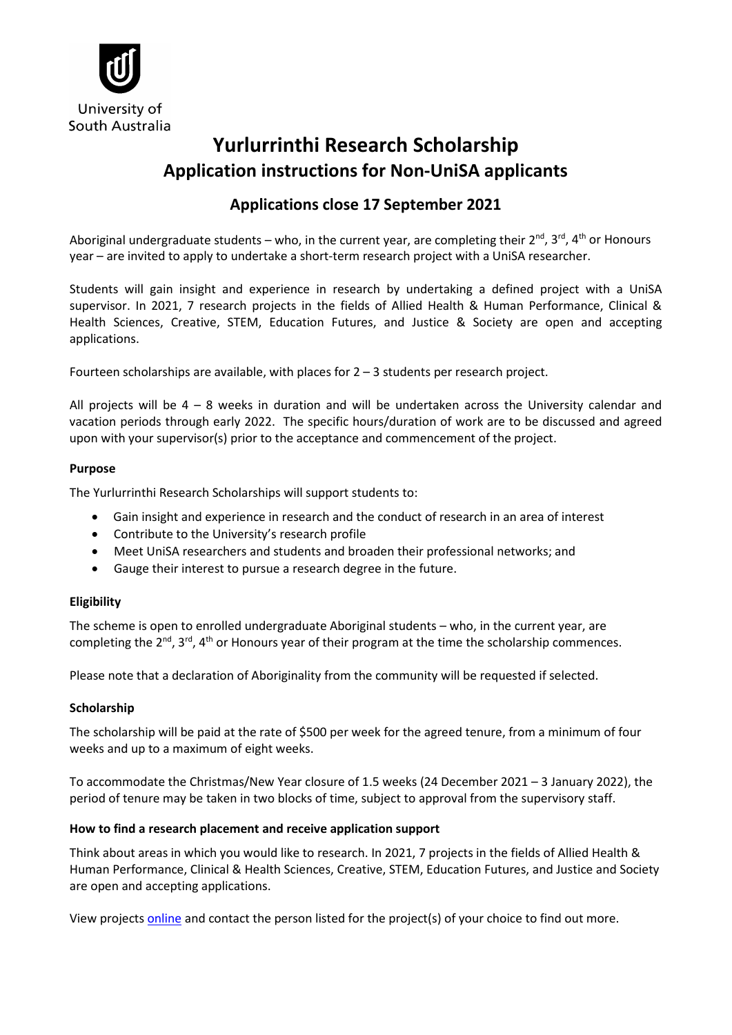University of South Australia

# Yurlurrinthi Research Scholarship
## Application instructions for Non-UniSA applicants

### Applications close 17 September 2021

Aboriginal undergraduate students – who, in the current year, are completing their 2nd, 3rd, 4th or Honours year – are invited to apply to undertake a short-term research project with a UniSA researcher.

Students will gain insight and experience in research by undertaking a defined project with a UniSA supervisor. In 2021, 7 research projects in the fields of Allied Health & Human Performance, Clinical & Health Sciences, Creative, STEM, Education Futures, and Justice & Society are open and accepting applications.

Fourteen scholarships are available, with places for 2 – 3 students per research project.

All projects will be 4 – 8 weeks in duration and will be undertaken across the University calendar and vacation periods through early 2022. The specific hours/duration of work are to be discussed and agreed upon with your supervisor(s) prior to the acceptance and commencement of the project.

**Purpose**

The Yurlurrinthi Research Scholarships will support students to:

- Gain insight and experience in research and the conduct of research in an area of interest
- Contribute to the University's research profile
- Meet UniSA researchers and students and broaden their professional networks; and
- Gauge their interest to pursue a research degree in the future.

**Eligibility**

The scheme is open to enrolled undergraduate Aboriginal students – who, in the current year, are completing the 2nd, 3rd, 4th or Honours year of their program at the time the scholarship commences.

Please note that a declaration of Aboriginality from the community will be requested if selected.

**Scholarship**

The scholarship will be paid at the rate of $500 per week for the agreed tenure, from a minimum of four weeks and up to a maximum of eight weeks.

To accommodate the Christmas/New Year closure of 1.5 weeks (24 December 2021 – 3 January 2022), the period of tenure may be taken in two blocks of time, subject to approval from the supervisory staff.

**How to find a research placement and receive application support**

Think about areas in which you would like to research. In 2021, 7 projects in the fields of Allied Health & Human Performance, Clinical & Health Sciences, Creative, STEM, Education Futures, and Justice and Society are open and accepting applications.

View projects online and contact the person listed for the project(s) of your choice to find out more.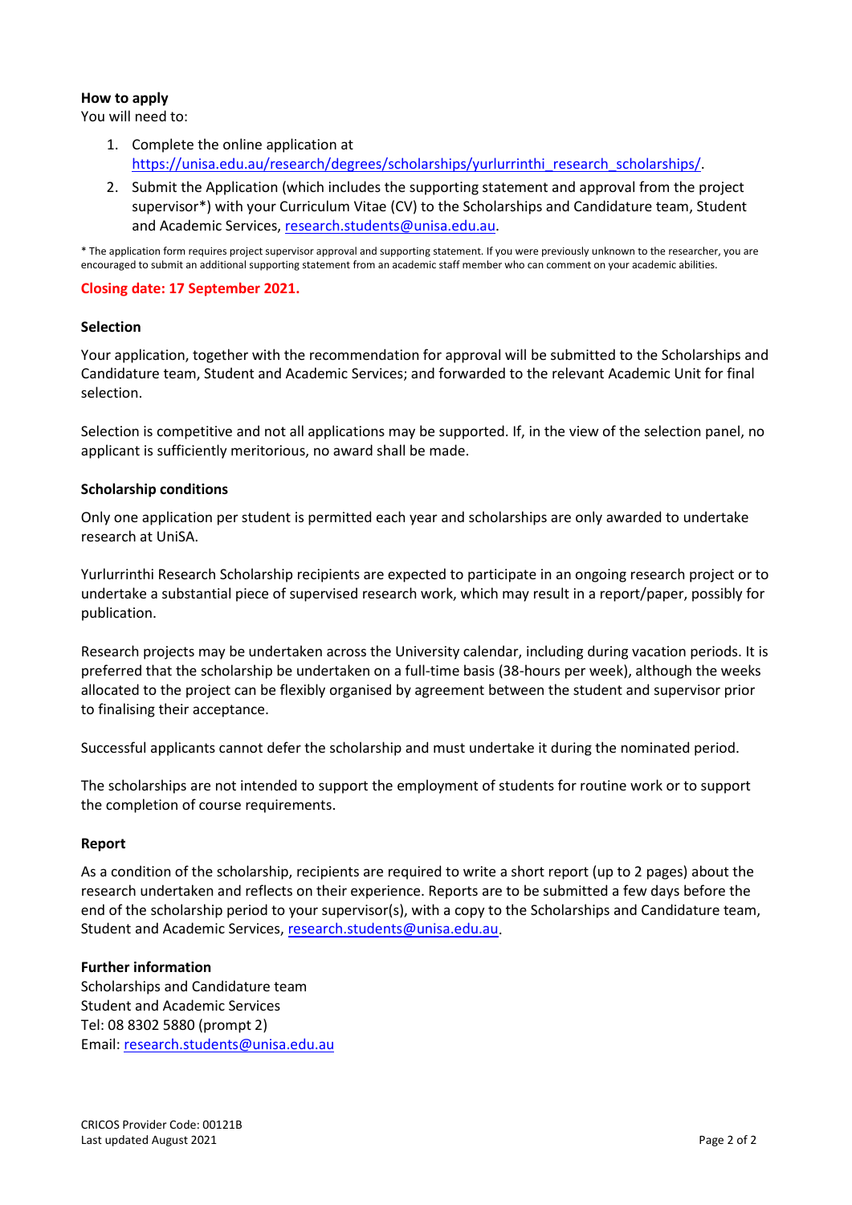**How to apply**

You will need to:

1. Complete the online application at https://unisa.edu.au/research/degrees/scholarships/yurlurrinthi_research_scholarships/.
2. Submit the Application (which includes the supporting statement and approval from the project supervisor*) with your Curriculum Vitae (CV) to the Scholarships and Candidature team, Student and Academic Services, research.students@unisa.edu.au.

* The application form requires project supervisor approval and supporting statement. If you were previously unknown to the researcher, you are encouraged to submit an additional supporting statement from an academic staff member who can comment on your academic abilities.

**Closing date: 17 September 2021.**

**Selection**

Your application, together with the recommendation for approval will be submitted to the Scholarships and Candidature team, Student and Academic Services; and forwarded to the relevant Academic Unit for final selection.

Selection is competitive and not all applications may be supported. If, in the view of the selection panel, no applicant is sufficiently meritorious, no award shall be made.

**Scholarship conditions**

Only one application per student is permitted each year and scholarships are only awarded to undertake research at UniSA.

Yurlurrinthi Research Scholarship recipients are expected to participate in an ongoing research project or to undertake a substantial piece of supervised research work, which may result in a report/paper, possibly for publication.

Research projects may be undertaken across the University calendar, including during vacation periods. It is preferred that the scholarship be undertaken on a full-time basis (38-hours per week), although the weeks allocated to the project can be flexibly organised by agreement between the student and supervisor prior to finalising their acceptance.

Successful applicants cannot defer the scholarship and must undertake it during the nominated period.

The scholarships are not intended to support the employment of students for routine work or to support the completion of course requirements.

**Report**

As a condition of the scholarship, recipients are required to write a short report (up to 2 pages) about the research undertaken and reflects on their experience. Reports are to be submitted a few days before the end of the scholarship period to your supervisor(s), with a copy to the Scholarships and Candidature team, Student and Academic Services, research.students@unisa.edu.au.

**Further information**

Scholarships and Candidature team
Student and Academic Services
Tel: 08 8302 5880 (prompt 2)
Email: research.students@unisa.edu.au

CRICOS Provider Code: 00121B
Last updated August 2021